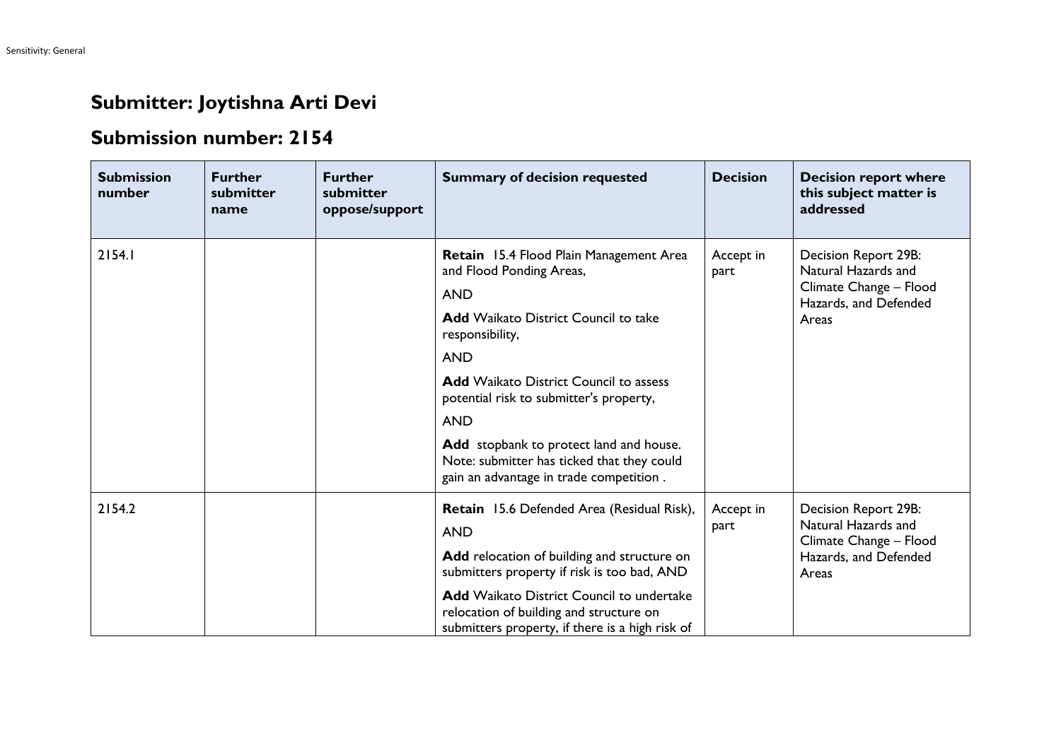# Submitter: Joytishna Arti Devi

## Submission number: 2154

| Submission number | Further submitter name | Further submitter oppose/support | Summary of decision requested | Decision | Decision report where this subject matter is addressed |
|---|---|---|---|---|---|
| 2154.1 | | | **Retain** 15.4 Flood Plain Management Area and Flood Ponding Areas,<br><br>AND<br><br>**Add** Waikato District Council to take responsibility,<br><br>AND<br><br>**Add** Waikato District Council to assess potential risk to submitter's property,<br><br>AND<br><br>**Add** stopbank to protect land and house. Note: submitter has ticked that they could gain an advantage in trade competition . | Accept in part | Decision Report 29B: Natural Hazards and Climate Change – Flood Hazards, and Defended Areas |
| 2154.2 | | | **Retain** 15.6 Defended Area (Residual Risk),<br><br>AND<br><br>**Add** relocation of building and structure on submitters property if risk is too bad, AND<br><br>**Add** Waikato District Council to undertake relocation of building and structure on submitters property, if there is a high risk of | Accept in part | Decision Report 29B: Natural Hazards and Climate Change – Flood Hazards, and Defended Areas |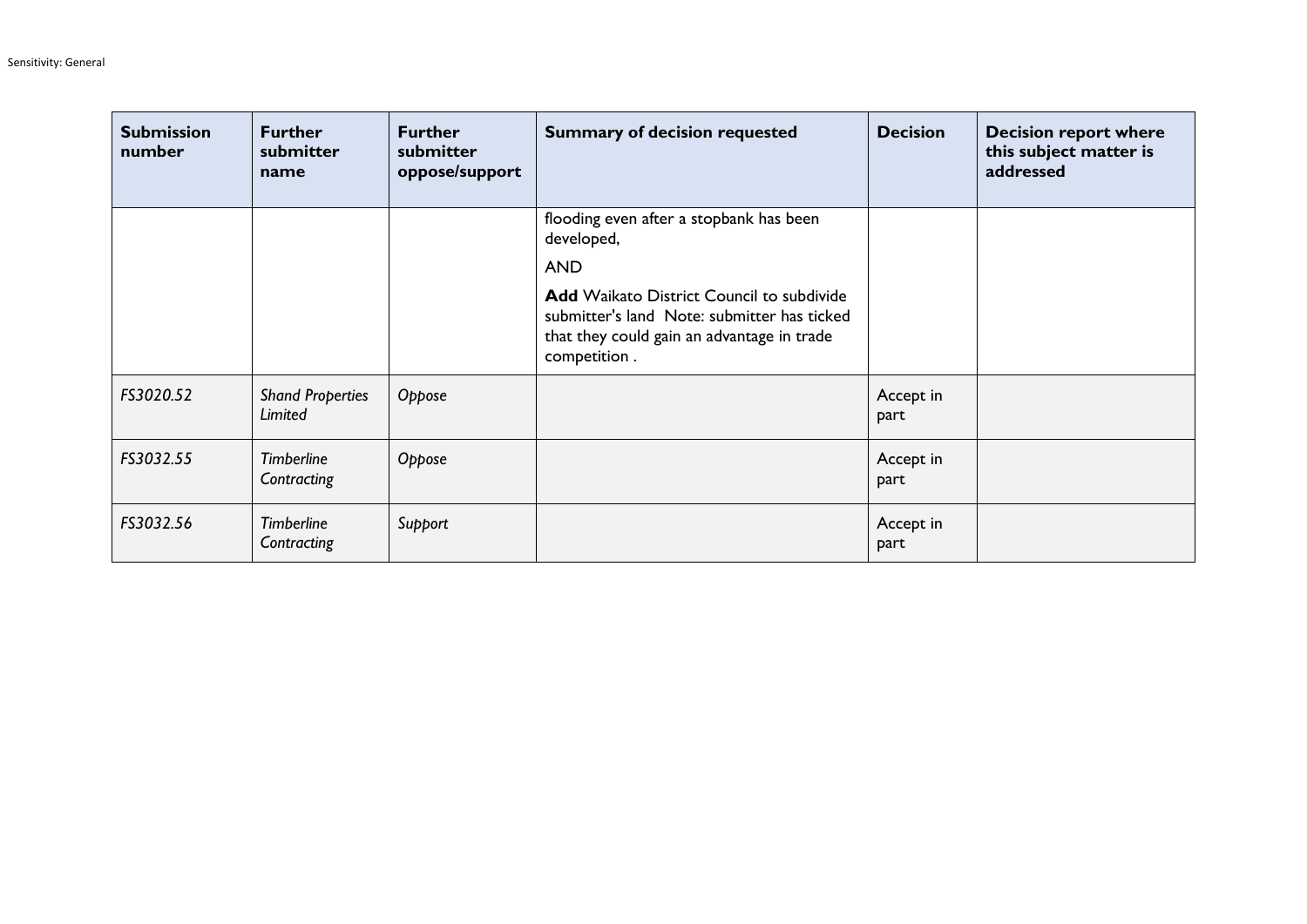| Submission number | Further submitter name | Further submitter oppose/support | Summary of decision requested | Decision | Decision report where this subject matter is addressed |
|---|---|---|---|---|---|
| | | | flooding even after a stopbank has been developed,<br><br>AND<br><br>**Add** Waikato District Council to subdivide submitter's land Note: submitter has ticked that they could gain an advantage in trade competition . | | |
| *FS3020.52* | *Shand Properties Limited* | *Oppose* | | Accept in part | |
| *FS3032.55* | *Timberline Contracting* | *Oppose* | | Accept in part | |
| *FS3032.56* | *Timberline Contracting* | *Support* | | Accept in part | |